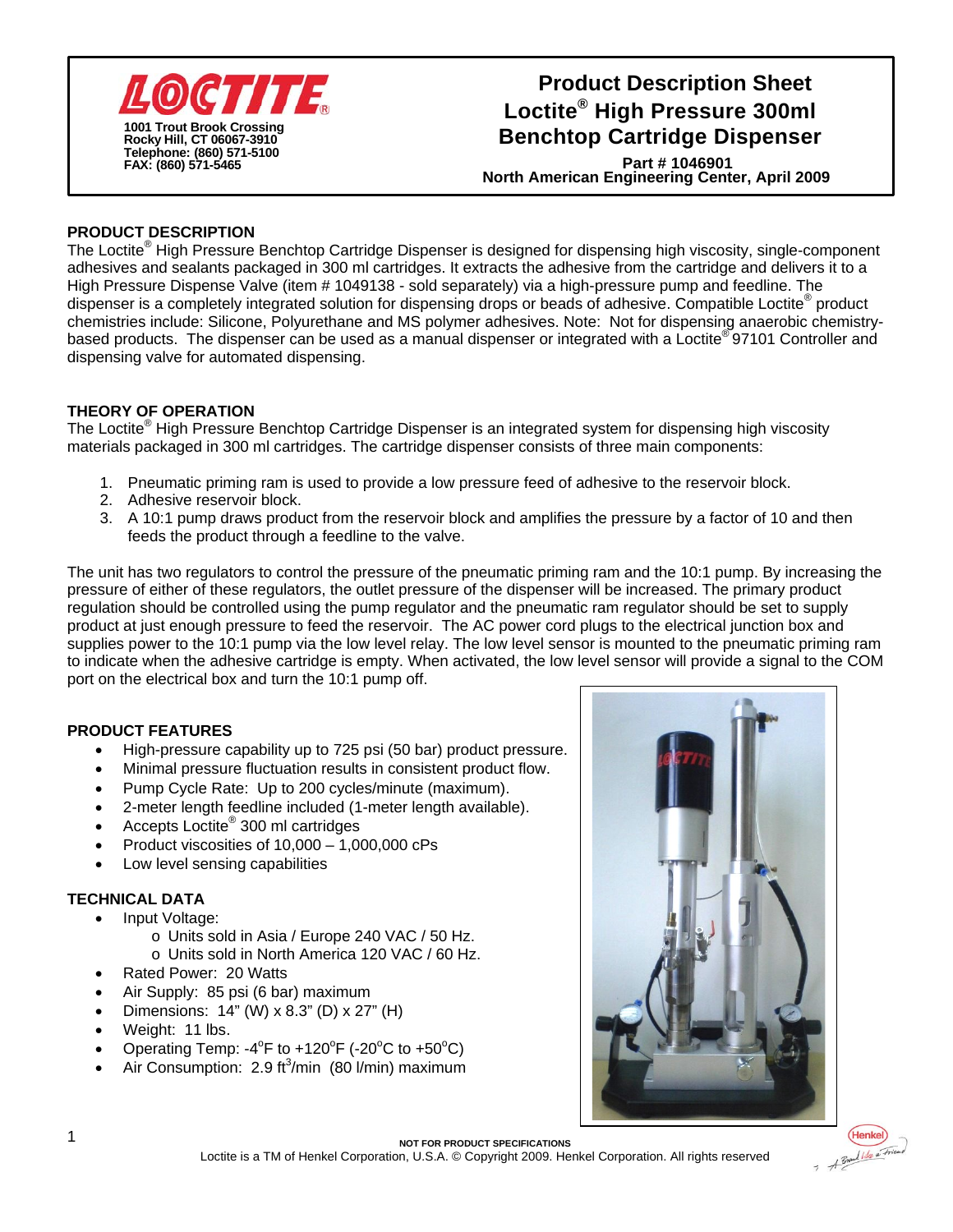**LOCTITE**

1001 Trout Brook Crossing
Rocky Hill, CT 06067-3910
Telephone: (860) 571-5100
FAX: (860) 571-5465

# Product Description Sheet
# Loctite® High Pressure 300ml Benchtop Cartridge Dispenser

**Part # 1046901**
**North American Engineering Center, April 2009**

## PRODUCT DESCRIPTION

The Loctite® High Pressure Benchtop Cartridge Dispenser is designed for dispensing high viscosity, single-component adhesives and sealants packaged in 300 ml cartridges. It extracts the adhesive from the cartridge and delivers it to a High Pressure Dispense Valve (item # 1049138 - sold separately) via a high-pressure pump and feedline. The dispenser is a completely integrated solution for dispensing drops or beads of adhesive. Compatible Loctite® product chemistries include: Silicone, Polyurethane and MS polymer adhesives. Note: Not for dispensing anaerobic chemistry-based products. The dispenser can be used as a manual dispenser or integrated with a Loctite® 97101 Controller and dispensing valve for automated dispensing.

## THEORY OF OPERATION

The Loctite® High Pressure Benchtop Cartridge Dispenser is an integrated system for dispensing high viscosity materials packaged in 300 ml cartridges. The cartridge dispenser consists of three main components:

1. Pneumatic priming ram is used to provide a low pressure feed of adhesive to the reservoir block.
2. Adhesive reservoir block.
3. A 10:1 pump draws product from the reservoir block and amplifies the pressure by a factor of 10 and then feeds the product through a feedline to the valve.

The unit has two regulators to control the pressure of the pneumatic priming ram and the 10:1 pump. By increasing the pressure of either of these regulators, the outlet pressure of the dispenser will be increased. The primary product regulation should be controlled using the pump regulator and the pneumatic ram regulator should be set to supply product at just enough pressure to feed the reservoir. The AC power cord plugs to the electrical junction box and supplies power to the 10:1 pump via the low level relay. The low level sensor is mounted to the pneumatic priming ram to indicate when the adhesive cartridge is empty. When activated, the low level sensor will provide a signal to the COM port on the electrical box and turn the 10:1 pump off.

## PRODUCT FEATURES

- High-pressure capability up to 725 psi (50 bar) product pressure.
- Minimal pressure fluctuation results in consistent product flow.
- Pump Cycle Rate: Up to 200 cycles/minute (maximum).
- 2-meter length feedline included (1-meter length available).
- Accepts Loctite® 300 ml cartridges
- Product viscosities of 10,000 – 1,000,000 cPs
- Low level sensing capabilities

## TECHNICAL DATA

- Input Voltage:
  - Units sold in Asia / Europe 240 VAC / 50 Hz.
  - Units sold in North America 120 VAC / 60 Hz.
- Rated Power: 20 Watts
- Air Supply: 85 psi (6 bar) maximum
- Dimensions: 14" (W) x 8.3" (D) x 27" (H)
- Weight: 11 lbs.
- Operating Temp: -4°F to +120°F (-20°C to +50°C)
- Air Consumption: 2.9 ft$^3$/min (80 l/min) maximum

**NOT FOR PRODUCT SPECIFICATIONS**
Loctite is a TM of Henkel Corporation, U.S.A. © Copyright 2009. Henkel Corporation. All rights reserved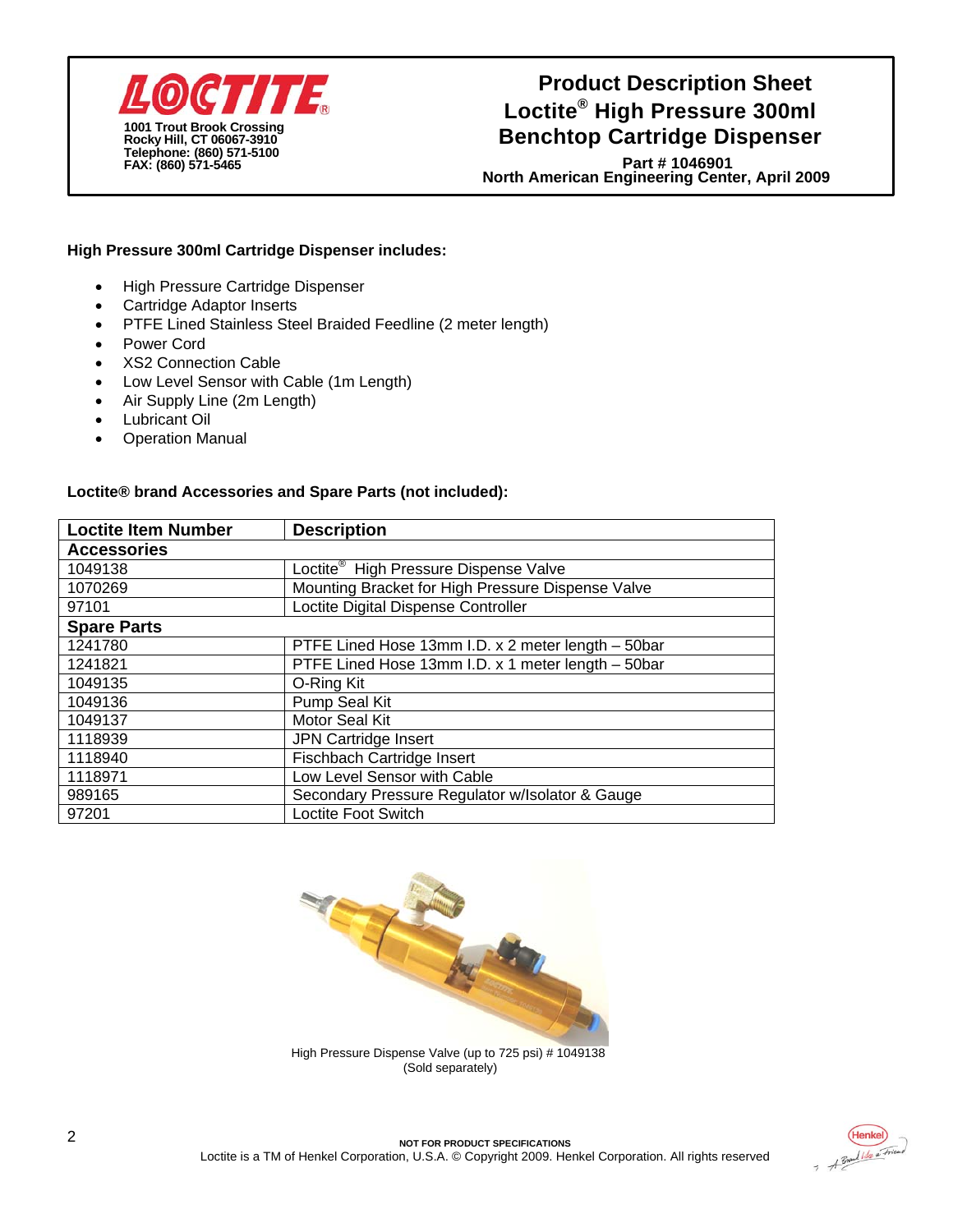**LOCTITE**

1001 Trout Brook Crossing
Rocky Hill, CT 06067-3910
Telephone: (860) 571-5100
FAX: (860) 571-5465

# Product Description Sheet
# Loctite® High Pressure 300ml Benchtop Cartridge Dispenser

**Part # 1046901**
**North American Engineering Center, April 2009**

**High Pressure 300ml Cartridge Dispenser includes:**

- High Pressure Cartridge Dispenser
- Cartridge Adaptor Inserts
- PTFE Lined Stainless Steel Braided Feedline (2 meter length)
- Power Cord
- XS2 Connection Cable
- Low Level Sensor with Cable (1m Length)
- Air Supply Line (2m Length)
- Lubricant Oil
- Operation Manual

**Loctite® brand Accessories and Spare Parts (not included):**

| Loctite Item Number | Description |
| --- | --- |
| **Accessories** | |
| 1049138 | Loctite® High Pressure Dispense Valve |
| 1070269 | Mounting Bracket for High Pressure Dispense Valve |
| 97101 | Loctite Digital Dispense Controller |
| **Spare Parts** | |
| 1241780 | PTFE Lined Hose 13mm I.D. x 2 meter length – 50bar |
| 1241821 | PTFE Lined Hose 13mm I.D. x 1 meter length – 50bar |
| 1049135 | O-Ring Kit |
| 1049136 | Pump Seal Kit |
| 1049137 | Motor Seal Kit |
| 1118939 | JPN Cartridge Insert |
| 1118940 | Fischbach Cartridge Insert |
| 1118971 | Low Level Sensor with Cable |
| 989165 | Secondary Pressure Regulator w/Isolator & Gauge |
| 97201 | Loctite Foot Switch |

High Pressure Dispense Valve (up to 725 psi) # 1049138
(Sold separately)

**NOT FOR PRODUCT SPECIFICATIONS**
Loctite is a TM of Henkel Corporation, U.S.A. © Copyright 2009. Henkel Corporation. All rights reserved